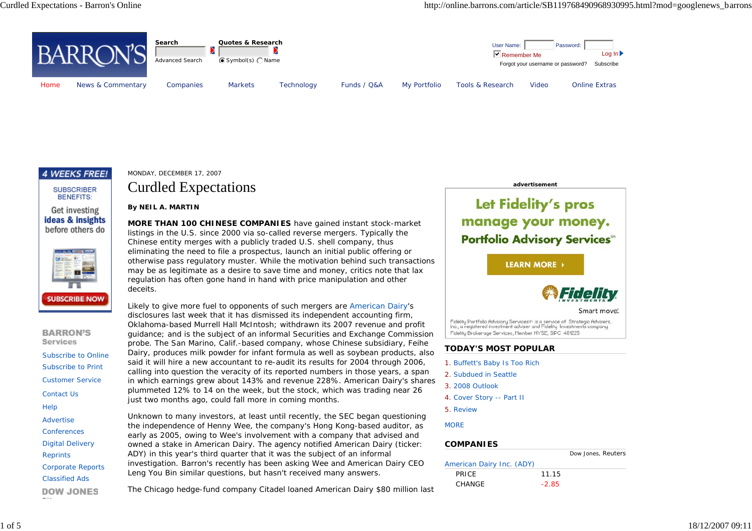MONDAY, DECEMBER 17, 2007

# Curdled Expectations

**By NEIL A. MARTIN**

**MORE THAN 100 CHINESE COMPANIES** have gained instant stock-market listings in the U.S. since 2000 via so-called reverse mergers. Typically the Chinese entity merges with a publicly traded U.S. shell company, thus eliminating the need to file a prospectus, launch an initial public offering or otherwise pass regulatory muster. While the motivation behind such transactions may be as legitimate as a desire to save time and money, critics note that lax regulation has often gone hand in hand with price manipulation and other deceits.

Likely to give more fuel to opponents of such mergers are American Dairy's disclosures last week that it has dismissed its independent accounting firm, Oklahoma-based Murrell Hall McIntosh; withdrawn its 2007 revenue and profit guidance; and is the subject of an informal Securities and Exchange Commission probe. The San Marino, Calif.-based company, whose Chinese subsidiary, Feihe Dairy, produces milk powder for infant formula as well as soybean products, also said it will hire a new accountant to re-audit its results for 2004 through 2006, calling into question the veracity of its reported numbers in those years, a span in which earnings grew about 143% and revenue 228%. American Dairy's shares plummeted 12% to 14 on the week, but the stock, which was trading near 26 just two months ago, could fall more in coming months.

Unknown to many investors, at least until recently, the SEC began questioning the independence of Henny Wee, the company's Hong Kong-based auditor, as early as 2005, owing to Wee's involvement with a company that advised and owned a stake in American Dairy. The agency notified American Dairy (ticker: ADY) in this year's third quarter that it was the subject of an informal investigation. Barron's recently has been asking Wee and American Dairy CEO Leng You Bin similar questions, but hasn't received many answers.

The Chicago hedge-fund company Citadel loaned American Dairy $80 million last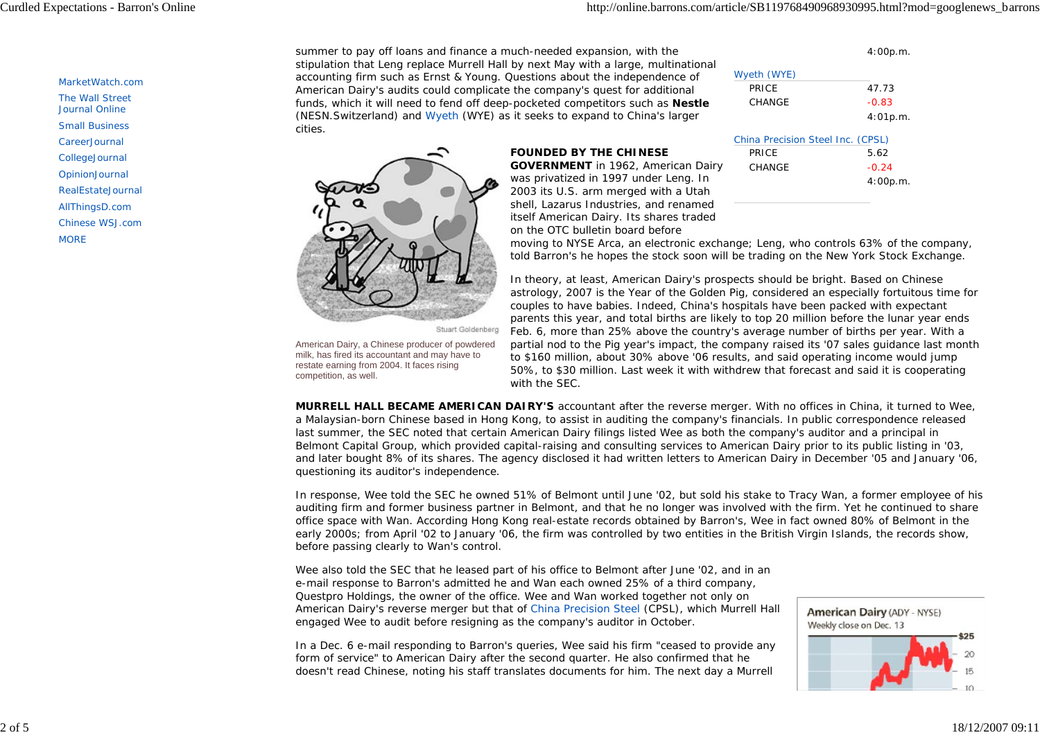summer to pay off loans and finance a much-needed expansion, with the stipulation that Leng replace Murrell Hall by next May with a large, multinational accounting firm such as Ernst & Young. Questions about the independence of American Dairy's audits could complicate the company's quest for additional funds, which it will need to fend off deep-pocketed competitors such as **Nestle** (NESN.Switzerland) and Wyeth (WYE) as it seeks to expand to China's larger cities.

| | | |
|---|---|---|
| | | 4:00p.m. |
| Wyeth (WYE) | | |
| | PRICE | 47.73 |
| | CHANGE | -0.83 |
| | | 4:01p.m. |
| China Precision Steel Inc. (CPSL) | | |
| | PRICE | 5.62 |
| | CHANGE | -0.24 |
| | | 4:00p.m. |

Stuart Goldenberg

American Dairy, a Chinese producer of powdered milk, has fired its accountant and may have to restate earning from 2004. It faces rising competition, as well.

**FOUNDED BY THE CHINESE GOVERNMENT** in 1962, American Dairy was privatized in 1997 under Leng. In 2003 its U.S. arm merged with a Utah shell, Lazarus Industries, and renamed itself American Dairy. Its shares traded on the OTC bulletin board before moving to NYSE Arca, an electronic exchange; Leng, who controls 63% of the company, told Barron's he hopes the stock soon will be trading on the New York Stock Exchange.

In theory, at least, American Dairy's prospects should be bright. Based on Chinese astrology, 2007 is the Year of the Golden Pig, considered an especially fortuitous time for couples to have babies. Indeed, China's hospitals have been packed with expectant parents this year, and total births are likely to top 20 million before the lunar year ends Feb. 6, more than 25% above the country's average number of births per year. With a partial nod to the Pig year's impact, the company raised its '07 sales guidance last month to $160 million, about 30% above '06 results, and said operating income would jump 50%, to $30 million. Last week it with withdrew that forecast and said it is cooperating with the SEC.

**MURRELL HALL BECAME AMERICAN DAIRY'S** accountant after the reverse merger. With no offices in China, it turned to Wee, a Malaysian-born Chinese based in Hong Kong, to assist in auditing the company's financials. In public correspondence released last summer, the SEC noted that certain American Dairy filings listed Wee as both the company's auditor and a principal in Belmont Capital Group, which provided capital-raising and consulting services to American Dairy prior to its public listing in '03, and later bought 8% of its shares. The agency disclosed it had written letters to American Dairy in December '05 and January '06, questioning its auditor's independence.

In response, Wee told the SEC he owned 51% of Belmont until June '02, but sold his stake to Tracy Wan, a former employee of his auditing firm and former business partner in Belmont, and that he no longer was involved with the firm. Yet he continued to share office space with Wan. According Hong Kong real-estate records obtained by Barron's, Wee in fact owned 80% of Belmont in the early 2000s; from April '02 to January '06, the firm was controlled by two entities in the British Virgin Islands, the records show, before passing clearly to Wan's control.

Wee also told the SEC that he leased part of his office to Belmont after June '02, and in an e-mail response to Barron's admitted he and Wan each owned 25% of a third company, Questpro Holdings, the owner of the office. Wee and Wan worked together not only on American Dairy's reverse merger but that of China Precision Steel (CPSL), which Murrell Hall engaged Wee to audit before resigning as the company's auditor in October.

American Dairy (ADY - NYSE)
Weekly close on Dec. 13

In a Dec. 6 e-mail responding to Barron's queries, Wee said his firm "ceased to provide any form of service" to American Dairy after the second quarter. He also confirmed that he doesn't read Chinese, noting his staff translates documents for him. The next day a Murrell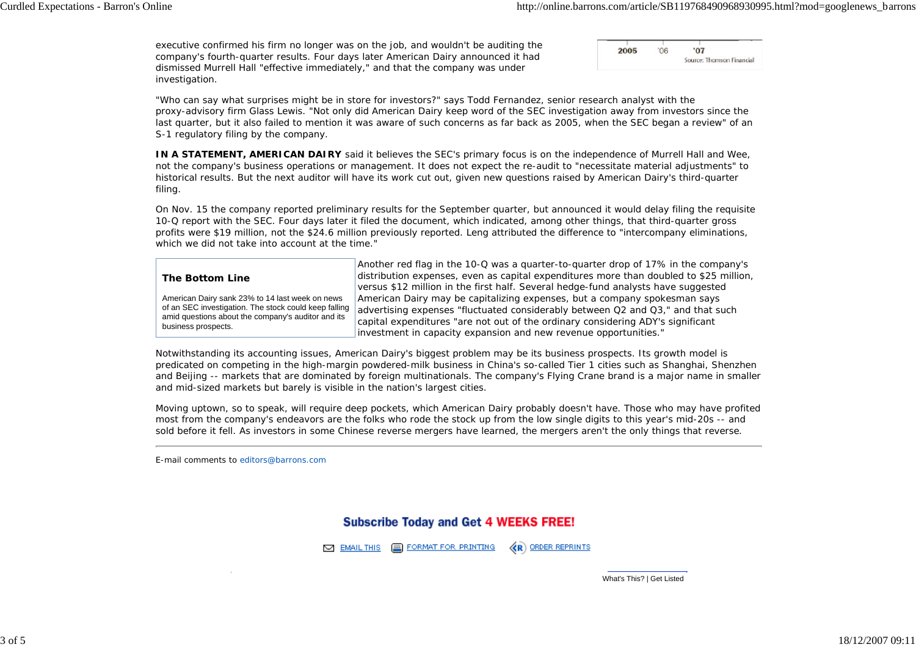executive confirmed his firm no longer was on the job, and wouldn't be auditing the company's fourth-quarter results. Four days later American Dairy announced it had dismissed Murrell Hall "effective immediately," and that the company was under investigation.

2005 '06 '07
Source: Thomson Financial

"Who can say what surprises might be in store for investors?" says Todd Fernandez, senior research analyst with the proxy-advisory firm Glass Lewis. "Not only did American Dairy keep word of the SEC investigation away from investors since the last quarter, but it also failed to mention it was aware of such concerns as far back as 2005, when the SEC began a review" of an S-1 regulatory filing by the company.

**IN A STATEMENT, AMERICAN DAIRY** said it believes the SEC's primary focus is on the independence of Murrell Hall and Wee, not the company's business operations or management. It does not expect the re-audit to "necessitate material adjustments" to historical results. But the next auditor will have its work cut out, given new questions raised by American Dairy's third-quarter filing.

On Nov. 15 the company reported preliminary results for the September quarter, but announced it would delay filing the requisite 10-Q report with the SEC. Four days later it filed the document, which indicated, among other things, that third-quarter gross profits were $19 million, not the $24.6 million previously reported. Leng attributed the difference to "intercompany eliminations, which we did not take into account at the time."

**The Bottom Line**

American Dairy sank 23% to 14 last week on news of an SEC investigation. The stock could keep falling amid questions about the company's auditor and its business prospects.

Another red flag in the 10-Q was a quarter-to-quarter drop of 17% in the company's distribution expenses, even as capital expenditures more than doubled to $25 million, versus $12 million in the first half. Several hedge-fund analysts have suggested American Dairy may be capitalizing expenses, but a company spokesman says advertising expenses "fluctuated considerably between Q2 and Q3," and that such capital expenditures "are not out of the ordinary considering ADY's significant investment in capacity expansion and new revenue opportunities."

Notwithstanding its accounting issues, American Dairy's biggest problem may be its business prospects. Its growth model is predicated on competing in the high-margin powdered-milk business in China's so-called Tier 1 cities such as Shanghai, Shenzhen and Beijing -- markets that are dominated by foreign multinationals. The company's Flying Crane brand is a major name in smaller and mid-sized markets but barely is visible in the nation's largest cities.

Moving uptown, so to speak, will require deep pockets, which American Dairy probably doesn't have. Those who may have profited most from the company's endeavors are the folks who rode the stock up from the low single digits to this year's mid-20s -- and sold before it fell. As investors in some Chinese reverse mergers have learned, the mergers aren't the only things that reverse.

---

E-mail comments to editors@barrons.com